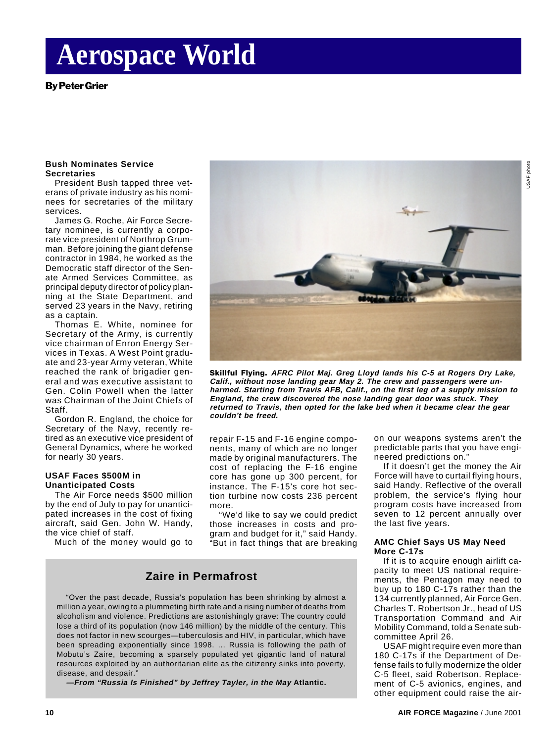# Aerospace World

**By Peter Grier**

### Bush Nominates Service Secretaries

President Bush tapped three veterans of private industry as his nominees for secretaries of the military services.

James G. Roche, Air Force Secretary nominee, is currently a corporate vice president of Northrop Grumman. Before joining the giant defense contractor in 1984, he worked as the Democratic staff director of the Senate Armed Services Committee, as principal deputy director of policy planning at the State Department, and served 23 years in the Navy, retiring as a captain.

Thomas E. White, nominee for Secretary of the Army, is currently vice chairman of Enron Energy Services in Texas. A West Point graduate and 23-year Army veteran, White reached the rank of brigadier general and was executive assistant to Gen. Colin Powell when the latter was Chairman of the Joint Chiefs of Staff.

Gordon R. England, the choice for Secretary of the Navy, recently retired as an executive vice president of General Dynamics, where he worked for nearly 30 years.

### USAF Faces $500M in Unanticipated Costs

The Air Force needs $500 million by the end of July to pay for unanticipated increases in the cost of fixing aircraft, said Gen. John W. Handy, the vice chief of staff.

Much of the money would go to repair F-15 and F-16 engine components, many of which are no longer made by original manufacturers. The cost of replacing the F-16 engine core has gone up 300 percent, for instance. The F-15's core hot section turbine now costs 236 percent more.

"We'd like to say we could predict those increases in costs and program and budget for it," said Handy. "But in fact things that are breaking on our weapons systems aren't the predictable parts that you have engineered predictions on."

If it doesn't get the money the Air Force will have to curtail flying hours, said Handy. Reflective of the overall problem, the service's flying hour program costs have increased from seven to 12 percent annually over the last five years.

**Skillful Flying.** ***AFRC Pilot Maj. Greg Lloyd lands his C-5 at Rogers Dry Lake, Calif., without nose landing gear May 2. The crew and passengers were unharmed. Starting from Travis AFB, Calif., on the first leg of a supply mission to England, the crew discovered the nose landing gear door was stuck. They returned to Travis, then opted for the lake bed when it became clear the gear couldn't be freed.***

USAF photo

### Zaire in Permafrost

"Over the past decade, Russia's population has been shrinking by almost a million a year, owing to a plummeting birth rate and a rising number of deaths from alcoholism and violence. Predictions are astonishingly grave: The country could lose a third of its population (now 146 million) by the middle of the century. This does not factor in new scourges—tuberculosis and HIV, in particular, which have been spreading exponentially since 1998. ... Russia is following the path of Mobutu's Zaire, becoming a sparsely populated yet gigantic land of natural resources exploited by an authoritarian elite as the citizenry sinks into poverty, disease, and despair."

***—From "Russia Is Finished" by Jeffrey Tayler, in the May* Atlantic.**

### AMC Chief Says US May Need More C-17s

If it is to acquire enough airlift capacity to meet US national requirements, the Pentagon may need to buy up to 180 C-17s rather than the 134 currently planned, Air Force Gen. Charles T. Robertson Jr., head of US Transportation Command and Air Mobility Command, told a Senate subcommittee April 26.

USAF might require even more than 180 C-17s if the Department of Defense fails to fully modernize the older C-5 fleet, said Robertson. Replacement of C-5 avionics, engines, and other equipment could raise the air-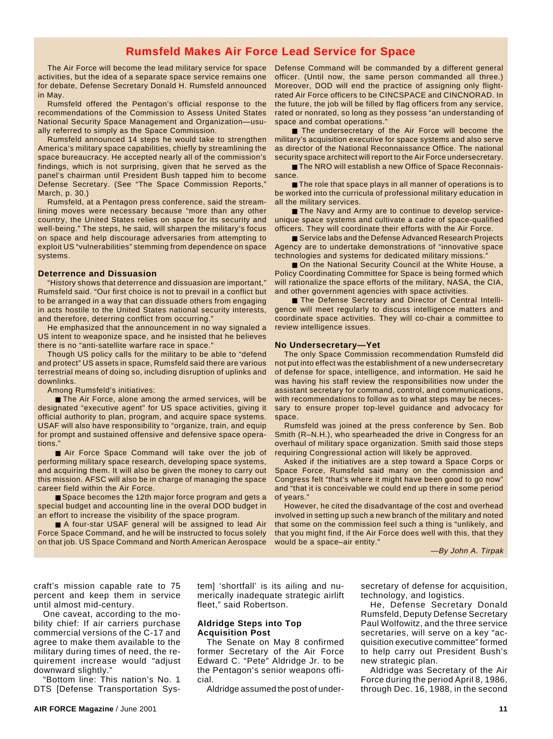## Rumsfeld Makes Air Force Lead Service for Space

The Air Force will become the lead military service for space activities, but the idea of a separate space service remains one for debate, Defense Secretary Donald H. Rumsfeld announced in May.

Rumsfeld offered the Pentagon's official response to the recommendations of the Commission to Assess United States National Security Space Management and Organization—usually referred to simply as the Space Commission.

Rumsfeld announced 14 steps he would take to strengthen America's military space capabilities, chiefly by streamlining the space bureaucracy. He accepted nearly all of the commission's findings, which is not surprising, given that he served as the panel's chairman until President Bush tapped him to become Defense Secretary. (See "The Space Commission Reports," March, p. 30.)

Rumsfeld, at a Pentagon press conference, said the streamlining moves were necessary because "more than any other country, the United States relies on space for its security and well-being." The steps, he said, will sharpen the military's focus on space and help discourage adversaries from attempting to exploit US "vulnerabilities" stemming from dependence on space systems.

### Deterrence and Dissuasion

"History shows that deterrence and dissuasion are important," Rumsfeld said. "Our first choice is not to prevail in a conflict but to be arranged in a way that can dissuade others from engaging in acts hostile to the United States national security interests, and therefore, deterring conflict from occurring."

He emphasized that the announcement in no way signaled a US intent to weaponize space, and he insisted that he believes there is no "anti-satellite warfare race in space."

Though US policy calls for the military to be able to "defend and protect" US assets in space, Rumsfeld said there are various terrestrial means of doing so, including disruption of uplinks and downlinks.

Among Rumsfeld's initiatives:

- The Air Force, alone among the armed services, will be designated "executive agent" for US space activities, giving it official authority to plan, program, and acquire space systems. USAF will also have responsibility to "organize, train, and equip for prompt and sustained offensive and defensive space operations."
- Air Force Space Command will take over the job of performing military space research, developing space systems, and acquiring them. It will also be given the money to carry out this mission. AFSC will also be in charge of managing the space career field within the Air Force.
- Space becomes the 12th major force program and gets a special budget and accounting line in the overal DOD budget in an effort to increase the visibility of the space program.
- A four-star USAF general will be assigned to lead Air Force Space Command, and he will be instructed to focus solely on that job. US Space Command and North American Aerospace Defense Command will be commanded by a different general officer. (Until now, the same person commanded all three.) Moreover, DOD will end the practice of assigning only flight-rated Air Force officers to be CINCSPACE and CINCNORAD. In the future, the job will be filled by flag officers from any service, rated or nonrated, so long as they possess "an understanding of space and combat operations."
- The undersecretary of the Air Force will become the military's acquisition executive for space systems and also serve as director of the National Reconnaissance Office. The national security space architect will report to the Air Force undersecretary.
- The NRO will establish a new Office of Space Reconnaissance.
- The role that space plays in all manner of operations is to be worked into the curricula of professional military education in all the military services.
- The Navy and Army are to continue to develop service-unique space systems and cultivate a cadre of space-qualified officers. They will coordinate their efforts with the Air Force.
- Service labs and the Defense Advanced Research Projects Agency are to undertake demonstrations of "innovative space technologies and systems for dedicated military missions."
- On the National Security Council at the White House, a Policy Coordinating Committee for Space is being formed which will rationalize the space efforts of the military, NASA, the CIA, and other government agencies with space activities.
- The Defense Secretary and Director of Central Intelligence will meet regularly to discuss intelligence matters and coordinate space activities. They will co-chair a committee to review intelligence issues.

### No Undersecretary—Yet

The only Space Commission recommendation Rumsfeld did not put into effect was the establishment of a new undersecretary of defense for space, intelligence, and information. He said he was having his staff review the responsibilities now under the assistant secretary for command, control, and communications, with recommendations to follow as to what steps may be necessary to ensure proper top-level guidance and advocacy for space.

Rumsfeld was joined at the press conference by Sen. Bob Smith (R–N.H.), who spearheaded the drive in Congress for an overhaul of military space organization. Smith said those steps requiring Congressional action will likely be approved.

Asked if the initiatives are a step toward a Space Corps or Space Force, Rumsfeld said many on the commission and Congress felt "that's where it might have been good to go now" and "that it is conceivable we could end up there in some period of years."

However, he cited the disadvantage of the cost and overhead involved in setting up such a new branch of the military and noted that some on the commission feel such a thing is "unlikely, and that you might find, if the Air Force does well with this, that they would be a space–air entity."

*—By John A. Tirpak*

---

craft's mission capable rate to 75 percent and keep them in service until almost mid-century.

One caveat, according to the mobility chief: If air carriers purchase commercial versions of the C-17 and agree to make them available to the military during times of need, the requirement increase would "adjust downward slightly."

"Bottom line: This nation's No. 1 DTS [Defense Transportation System] 'shortfall' is its ailing and numerically inadequate strategic airlift fleet," said Robertson.

### Aldridge Steps into Top Acquisition Post

The Senate on May 8 confirmed former Secretary of the Air Force Edward C. "Pete" Aldridge Jr. to be the Pentagon's senior weapons official.

Aldridge assumed the post of undersecretary of defense for acquisition, technology, and logistics.

He, Defense Secretary Donald Rumsfeld, Deputy Defense Secretary Paul Wolfowitz, and the three service secretaries, will serve on a key "acquisition executive committee" formed to help carry out President Bush's new strategic plan.

Aldridge was Secretary of the Air Force during the period April 8, 1986, through Dec. 16, 1988, in the second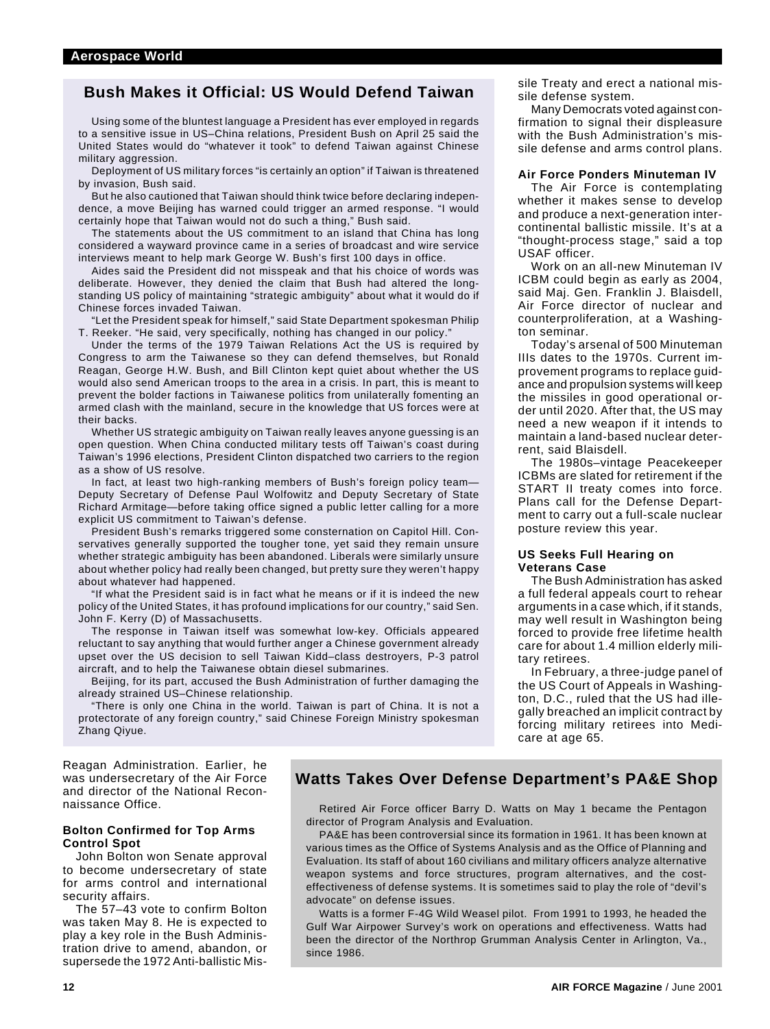## Bush Makes it Official: US Would Defend Taiwan

Using some of the bluntest language a President has ever employed in regards to a sensitive issue in US–China relations, President Bush on April 25 said the United States would do "whatever it took" to defend Taiwan against Chinese military aggression.

Deployment of US military forces "is certainly an option" if Taiwan is threatened by invasion, Bush said.

But he also cautioned that Taiwan should think twice before declaring independence, a move Beijing has warned could trigger an armed response. "I would certainly hope that Taiwan would not do such a thing," Bush said.

The statements about the US commitment to an island that China has long considered a wayward province came in a series of broadcast and wire service interviews meant to help mark George W. Bush's first 100 days in office.

Aides said the President did not misspeak and that his choice of words was deliberate. However, they denied the claim that Bush had altered the long-standing US policy of maintaining "strategic ambiguity" about what it would do if Chinese forces invaded Taiwan.

"Let the President speak for himself," said State Department spokesman Philip T. Reeker. "He said, very specifically, nothing has changed in our policy."

Under the terms of the 1979 Taiwan Relations Act the US is required by Congress to arm the Taiwanese so they can defend themselves, but Ronald Reagan, George H.W. Bush, and Bill Clinton kept quiet about whether the US would also send American troops to the area in a crisis. In part, this is meant to prevent the bolder factions in Taiwanese politics from unilaterally fomenting an armed clash with the mainland, secure in the knowledge that US forces were at their backs.

Whether US strategic ambiguity on Taiwan really leaves anyone guessing is an open question. When China conducted military tests off Taiwan's coast during Taiwan's 1996 elections, President Clinton dispatched two carriers to the region as a show of US resolve.

In fact, at least two high-ranking members of Bush's foreign policy team—Deputy Secretary of Defense Paul Wolfowitz and Deputy Secretary of State Richard Armitage—before taking office signed a public letter calling for a more explicit US commitment to Taiwan's defense.

President Bush's remarks triggered some consternation on Capitol Hill. Conservatives generally supported the tougher tone, yet said they remain unsure whether strategic ambiguity has been abandoned. Liberals were similarly unsure about whether policy had really been changed, but pretty sure they weren't happy about whatever had happened.

"If what the President said is in fact what he means or if it is indeed the new policy of the United States, it has profound implications for our country," said Sen. John F. Kerry (D) of Massachusetts.

The response in Taiwan itself was somewhat low-key. Officials appeared reluctant to say anything that would further anger a Chinese government already upset over the US decision to sell Taiwan Kidd–class destroyers, P-3 patrol aircraft, and to help the Taiwanese obtain diesel submarines.

Beijing, for its part, accused the Bush Administration of further damaging the already strained US–Chinese relationship.

"There is only one China in the world. Taiwan is part of China. It is not a protectorate of any foreign country," said Chinese Foreign Ministry spokesman Zhang Qiyue.

Reagan Administration. Earlier, he was undersecretary of the Air Force and director of the National Reconnaissance Office.

### Bolton Confirmed for Top Arms Control Spot

John Bolton won Senate approval to become undersecretary of state for arms control and international security affairs.

The 57–43 vote to confirm Bolton was taken May 8. He is expected to play a key role in the Bush Administration drive to amend, abandon, or supersede the 1972 Anti-ballistic Missile Treaty and erect a national missile defense system.

Many Democrats voted against confirmation to signal their displeasure with the Bush Administration's missile defense and arms control plans.

### Air Force Ponders Minuteman IV

The Air Force is contemplating whether it makes sense to develop and produce a next-generation intercontinental ballistic missile. It's at a "thought-process stage," said a top USAF officer.

Work on an all-new Minuteman IV ICBM could begin as early as 2004, said Maj. Gen. Franklin J. Blaisdell, Air Force director of nuclear and counterproliferation, at a Washington seminar.

Today's arsenal of 500 Minuteman IIIs dates to the 1970s. Current improvement programs to replace guidance and propulsion systems will keep the missiles in good operational order until 2020. After that, the US may need a new weapon if it intends to maintain a land-based nuclear deterrent, said Blaisdell.

The 1980s–vintage Peacekeeper ICBMs are slated for retirement if the START II treaty comes into force. Plans call for the Defense Department to carry out a full-scale nuclear posture review this year.

### US Seeks Full Hearing on Veterans Case

The Bush Administration has asked a full federal appeals court to rehear arguments in a case which, if it stands, may well result in Washington being forced to provide free lifetime health care for about 1.4 million elderly military retirees.

In February, a three-judge panel of the US Court of Appeals in Washington, D.C., ruled that the US had illegally breached an implicit contract by forcing military retirees into Medicare at age 65.

## Watts Takes Over Defense Department's PA&E Shop

Retired Air Force officer Barry D. Watts on May 1 became the Pentagon director of Program Analysis and Evaluation.

PA&E has been controversial since its formation in 1961. It has been known at various times as the Office of Systems Analysis and as the Office of Planning and Evaluation. Its staff of about 160 civilians and military officers analyze alternative weapon systems and force structures, program alternatives, and the cost-effectiveness of defense systems. It is sometimes said to play the role of "devil's advocate" on defense issues.

Watts is a former F-4G Wild Weasel pilot. From 1991 to 1993, he headed the Gulf War Airpower Survey's work on operations and effectiveness. Watts had been the director of the Northrop Grumman Analysis Center in Arlington, Va., since 1986.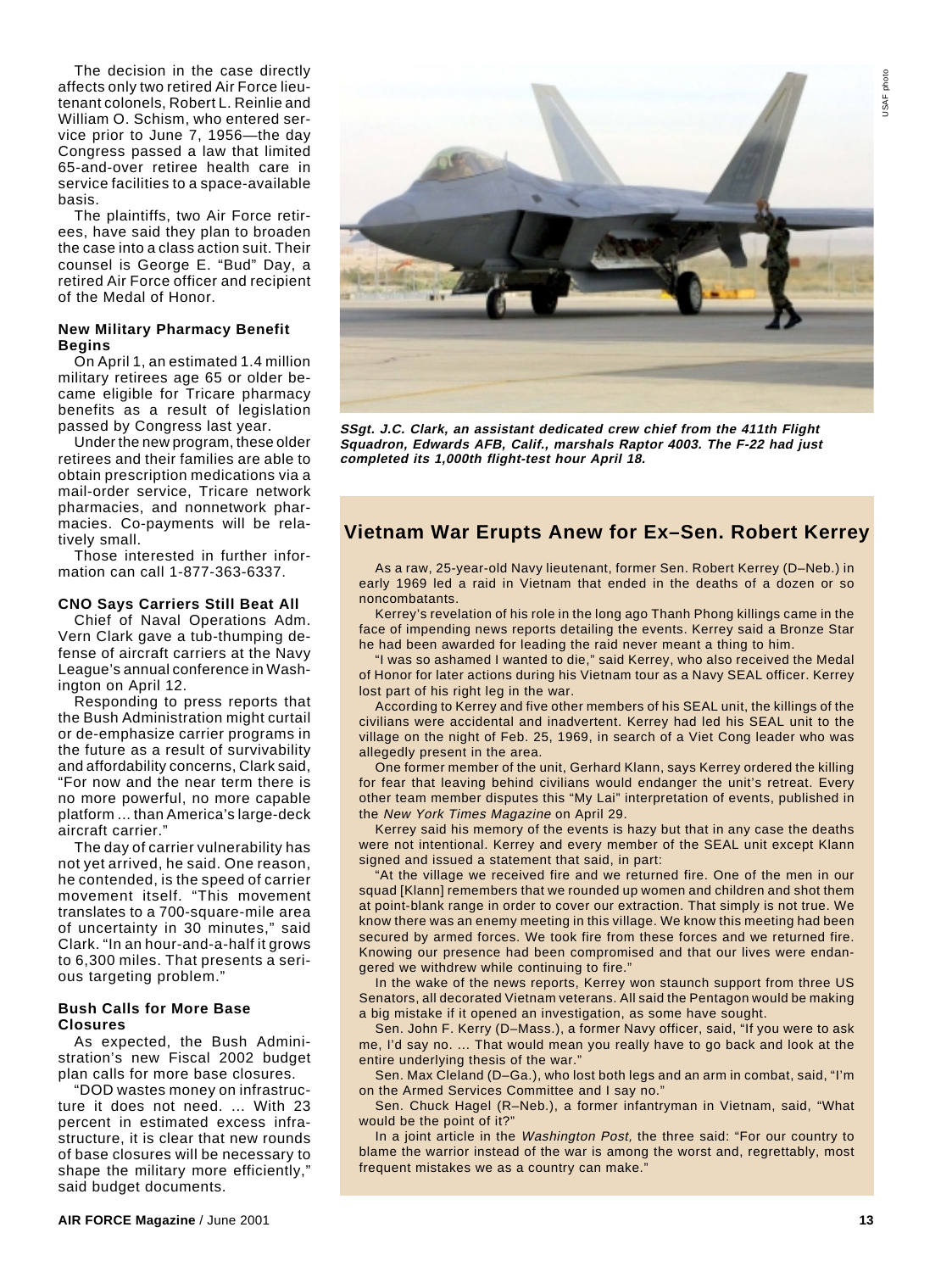The decision in the case directly affects only two retired Air Force lieutenant colonels, Robert L. Reinlie and William O. Schism, who entered service prior to June 7, 1956—the day Congress passed a law that limited 65-and-over retiree health care in service facilities to a space-available basis.

The plaintiffs, two Air Force retirees, have said they plan to broaden the case into a class action suit. Their counsel is George E. "Bud" Day, a retired Air Force officer and recipient of the Medal of Honor.

### New Military Pharmacy Benefit Begins

On April 1, an estimated 1.4 million military retirees age 65 or older became eligible for Tricare pharmacy benefits as a result of legislation passed by Congress last year.

Under the new program, these older retirees and their families are able to obtain prescription medications via a mail-order service, Tricare network pharmacies, and nonnetwork pharmacies. Co-payments will be relatively small.

Those interested in further information can call 1-877-363-6337.

### CNO Says Carriers Still Beat All

Chief of Naval Operations Adm. Vern Clark gave a tub-thumping defense of aircraft carriers at the Navy League's annual conference in Washington on April 12.

Responding to press reports that the Bush Administration might curtail or de-emphasize carrier programs in the future as a result of survivability and affordability concerns, Clark said, "For now and the near term there is no more powerful, no more capable platform ... than America's large-deck aircraft carrier."

The day of carrier vulnerability has not yet arrived, he said. One reason, he contended, is the speed of carrier movement itself. "This movement translates to a 700-square-mile area of uncertainty in 30 minutes," said Clark. "In an hour-and-a-half it grows to 6,300 miles. That presents a serious targeting problem."

### Bush Calls for More Base Closures

As expected, the Bush Administration's new Fiscal 2002 budget plan calls for more base closures.

"DOD wastes money on infrastructure it does not need. ... With 23 percent in estimated excess infrastructure, it is clear that new rounds of base closures will be necessary to shape the military more efficiently," said budget documents.

USAF photo

***SSgt. J.C. Clark, an assistant dedicated crew chief from the 411th Flight Squadron, Edwards AFB, Calif., marshals Raptor 4003. The F-22 had just completed its 1,000th flight-test hour April 18.***

## Vietnam War Erupts Anew for Ex–Sen. Robert Kerrey

As a raw, 25-year-old Navy lieutenant, former Sen. Robert Kerrey (D–Neb.) in early 1969 led a raid in Vietnam that ended in the deaths of a dozen or so noncombatants.

Kerrey's revelation of his role in the long ago Thanh Phong killings came in the face of impending news reports detailing the events. Kerrey said a Bronze Star he had been awarded for leading the raid never meant a thing to him.

"I was so ashamed I wanted to die," said Kerrey, who also received the Medal of Honor for later actions during his Vietnam tour as a Navy SEAL officer. Kerrey lost part of his right leg in the war.

According to Kerrey and five other members of his SEAL unit, the killings of the civilians were accidental and inadvertent. Kerrey had led his SEAL unit to the village on the night of Feb. 25, 1969, in search of a Viet Cong leader who was allegedly present in the area.

One former member of the unit, Gerhard Klann, says Kerrey ordered the killing for fear that leaving behind civilians would endanger the unit's retreat. Every other team member disputes this "My Lai" interpretation of events, published in the *New York Times Magazine* on April 29.

Kerrey said his memory of the events is hazy but that in any case the deaths were not intentional. Kerrey and every member of the SEAL unit except Klann signed and issued a statement that said, in part:

"At the village we received fire and we returned fire. One of the men in our squad [Klann] remembers that we rounded up women and children and shot them at point-blank range in order to cover our extraction. That simply is not true. We know there was an enemy meeting in this village. We know this meeting had been secured by armed forces. We took fire from these forces and we returned fire. Knowing our presence had been compromised and that our lives were endangered we withdrew while continuing to fire."

In the wake of the news reports, Kerrey won staunch support from three US Senators, all decorated Vietnam veterans. All said the Pentagon would be making a big mistake if it opened an investigation, as some have sought.

Sen. John F. Kerry (D–Mass.), a former Navy officer, said, "If you were to ask me, I'd say no. ... That would mean you really have to go back and look at the entire underlying thesis of the war."

Sen. Max Cleland (D–Ga.), who lost both legs and an arm in combat, said, "I'm on the Armed Services Committee and I say no."

Sen. Chuck Hagel (R–Neb.), a former infantryman in Vietnam, said, "What would be the point of it?"

In a joint article in the *Washington Post,* the three said: "For our country to blame the warrior instead of the war is among the worst and, regrettably, most frequent mistakes we as a country can make."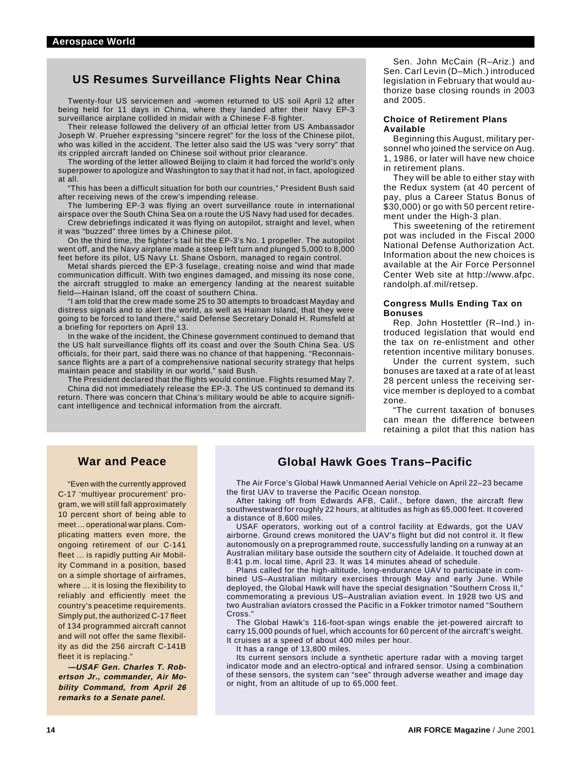## US Resumes Surveillance Flights Near China

Twenty-four US servicemen and -women returned to US soil April 12 after being held for 11 days in China, where they landed after their Navy EP-3 surveillance airplane collided in midair with a Chinese F-8 fighter.

Their release followed the delivery of an official letter from US Ambassador Joseph W. Prueher expressing "sincere regret" for the loss of the Chinese pilot, who was killed in the accident. The letter also said the US was "very sorry" that its crippled aircraft landed on Chinese soil without prior clearance.

The wording of the letter allowed Beijing to claim it had forced the world's only superpower to apologize and Washington to say that it had not, in fact, apologized at all.

"This has been a difficult situation for both our countries," President Bush said after receiving news of the crew's impending release.

The lumbering EP-3 was flying an overt surveillance route in international airspace over the South China Sea on a route the US Navy had used for decades.

Crew debriefings indicated it was flying on autopilot, straight and level, when it was "buzzed" three times by a Chinese pilot.

On the third time, the fighter's tail hit the EP-3's No. 1 propeller. The autopilot went off, and the Navy airplane made a steep left turn and plunged 5,000 to 8,000 feet before its pilot, US Navy Lt. Shane Osborn, managed to regain control.

Metal shards pierced the EP-3 fuselage, creating noise and wind that made communication difficult. With two engines damaged, and missing its nose cone, the aircraft struggled to make an emergency landing at the nearest suitable field—Hainan Island, off the coast of southern China.

"I am told that the crew made some 25 to 30 attempts to broadcast Mayday and distress signals and to alert the world, as well as Hainan Island, that they were going to be forced to land there," said Defense Secretary Donald H. Rumsfeld at a briefing for reporters on April 13.

In the wake of the incident, the Chinese government continued to demand that the US halt surveillance flights off its coast and over the South China Sea. US officials, for their part, said there was no chance of that happening. "Reconnaissance flights are a part of a comprehensive national security strategy that helps maintain peace and stability in our world," said Bush.

The President declared that the flights would continue. Flights resumed May 7.

China did not immediately release the EP-3. The US continued to demand its return. There was concern that China's military would be able to acquire significant intelligence and technical information from the aircraft.

Sen. John McCain (R–Ariz.) and Sen. Carl Levin (D–Mich.) introduced legislation in February that would authorize base closing rounds in 2003 and 2005.

### Choice of Retirement Plans Available

Beginning this August, military personnel who joined the service on Aug. 1, 1986, or later will have new choice in retirement plans.

They will be able to either stay with the Redux system (at 40 percent of pay, plus a Career Status Bonus of $30,000) or go with 50 percent retirement under the High-3 plan.

This sweetening of the retirement pot was included in the Fiscal 2000 National Defense Authorization Act. Information about the new choices is available at the Air Force Personnel Center Web site at http://www.afpc.randolph.af.mil/retsep.

### Congress Mulls Ending Tax on Bonuses

Rep. John Hostettler (R–Ind.) introduced legislation that would end the tax on re-enlistment and other retention incentive military bonuses.

Under the current system, such bonuses are taxed at a rate of at least 28 percent unless the receiving service member is deployed to a combat zone.

"The current taxation of bonuses can mean the difference between retaining a pilot that this nation has

## War and Peace

"Even with the currently approved C-17 'multiyear procurement' program, we will still fall approximately 10 percent short of being able to meet ... operational war plans. Complicating matters even more, the ongoing retirement of our C-141 fleet ... is rapidly putting Air Mobility Command in a position, based on a simple shortage of airframes, where ... it is losing the flexibility to reliably and efficiently meet the country's peacetime requirements. Simply put, the authorized C-17 fleet of 134 programmed aircraft cannot and will not offer the same flexibility as did the 256 aircraft C-141B fleet it is replacing."

***—USAF Gen. Charles T. Robertson Jr., commander, Air Mobility Command, from April 26 remarks to a Senate panel.***

## Global Hawk Goes Trans–Pacific

The Air Force's Global Hawk Unmanned Aerial Vehicle on April 22–23 became the first UAV to traverse the Pacific Ocean nonstop.

After taking off from Edwards AFB, Calif., before dawn, the aircraft flew southwestward for roughly 22 hours, at altitudes as high as 65,000 feet. It covered a distance of 8,600 miles.

USAF operators, working out of a control facility at Edwards, got the UAV airborne. Ground crews monitored the UAV's flight but did not control it. It flew autonomously on a preprogrammed route, successfully landing on a runway at an Australian military base outside the southern city of Adelaide. It touched down at 8:41 p.m. local time, April 23. It was 14 minutes ahead of schedule.

Plans called for the high-altitude, long-endurance UAV to participate in combined US–Australian military exercises through May and early June. While deployed, the Global Hawk will have the special designation "Southern Cross II," commemorating a previous US–Australian aviation event. In 1928 two US and two Australian aviators crossed the Pacific in a Fokker trimotor named "Southern Cross."

The Global Hawk's 116-foot-span wings enable the jet-powered aircraft to carry 15,000 pounds of fuel, which accounts for 60 percent of the aircraft's weight. It cruises at a speed of about 400 miles per hour.

It has a range of 13,800 miles.

Its current sensors include a synthetic aperture radar with a moving target indicator mode and an electro-optical and infrared sensor. Using a combination of these sensors, the system can "see" through adverse weather and image day or night, from an altitude of up to 65,000 feet.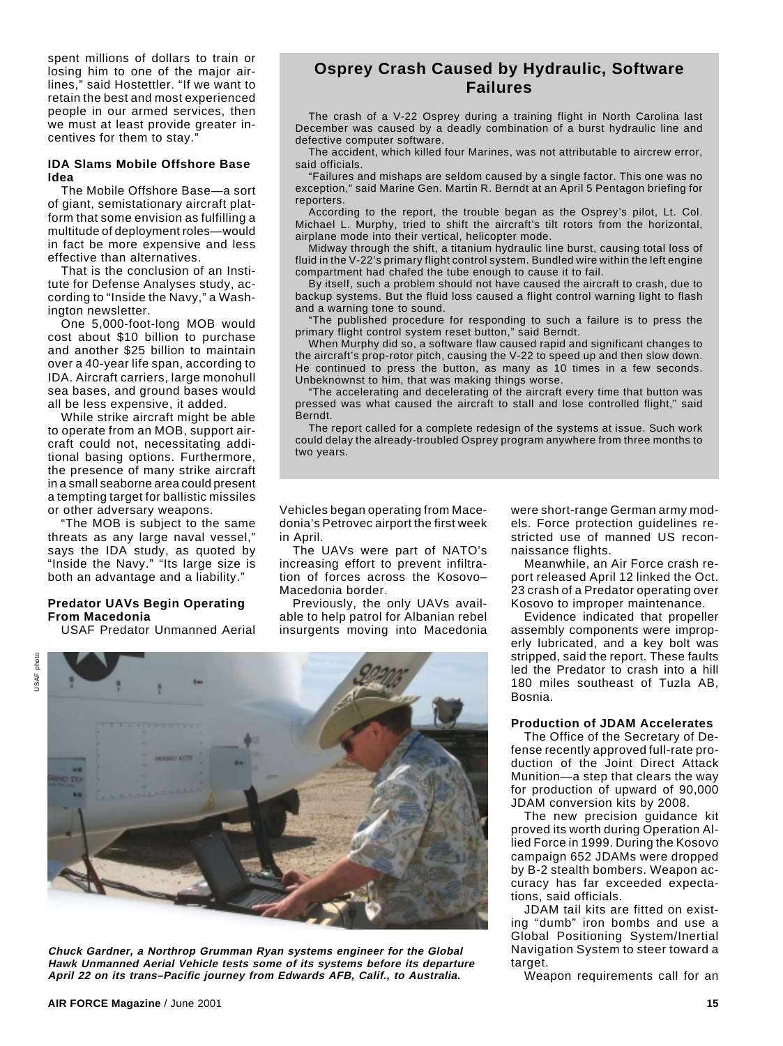spent millions of dollars to train or losing him to one of the major airlines," said Hostettler. "If we want to retain the best and most experienced people in our armed services, then we must at least provide greater incentives for them to stay."

### IDA Slams Mobile Offshore Base Idea

The Mobile Offshore Base—a sort of giant, semistationary aircraft platform that some envision as fulfilling a multitude of deployment roles—would in fact be more expensive and less effective than alternatives.

That is the conclusion of an Institute for Defense Analyses study, according to "Inside the Navy," a Washington newsletter.

One 5,000-foot-long MOB would cost about $10 billion to purchase and another $25 billion to maintain over a 40-year life span, according to IDA. Aircraft carriers, large monohull sea bases, and ground bases would all be less expensive, it added.

While strike aircraft might be able to operate from an MOB, support aircraft could not, necessitating additional basing options. Furthermore, the presence of many strike aircraft in a small seaborne area could present a tempting target for ballistic missiles or other adversary weapons.

"The MOB is subject to the same threats as any large naval vessel," says the IDA study, as quoted by "Inside the Navy." "Its large size is both an advantage and a liability."

### Predator UAVs Begin Operating From Macedonia

USAF Predator Unmanned Aerial Vehicles began operating from Macedonia's Petrovec airport the first week in April.

The UAVs were part of NATO's increasing effort to prevent infiltration of forces across the Kosovo–Macedonia border.

Previously, the only UAVs available to help patrol for Albanian rebel insurgents moving into Macedonia were short-range German army models. Force protection guidelines restricted use of manned US reconnaissance flights.

Meanwhile, an Air Force crash report released April 12 linked the Oct. 23 crash of a Predator operating over Kosovo to improper maintenance.

Evidence indicated that propeller assembly components were improperly lubricated, and a key bolt was stripped, said the report. These faults led the Predator to crash into a hill 180 miles southeast of Tuzla AB, Bosnia.

USAF photo

***Chuck Gardner, a Northrop Grumman Ryan systems engineer for the Global Hawk Unmanned Aerial Vehicle tests some of its systems before its departure April 22 on its trans–Pacific journey from Edwards AFB, Calif., to Australia.***

### Production of JDAM Accelerates

The Office of the Secretary of Defense recently approved full-rate production of the Joint Direct Attack Munition—a step that clears the way for production of upward of 90,000 JDAM conversion kits by 2008.

The new precision guidance kit proved its worth during Operation Allied Force in 1999. During the Kosovo campaign 652 JDAMs were dropped by B-2 stealth bombers. Weapon accuracy has far exceeded expectations, said officials.

JDAM tail kits are fitted on existing "dumb" iron bombs and use a Global Positioning System/Inertial Navigation System to steer toward a target.

Weapon requirements call for an

## Osprey Crash Caused by Hydraulic, Software Failures

The crash of a V-22 Osprey during a training flight in North Carolina last December was caused by a deadly combination of a burst hydraulic line and defective computer software.

The accident, which killed four Marines, was not attributable to aircrew error, said officials.

"Failures and mishaps are seldom caused by a single factor. This one was no exception," said Marine Gen. Martin R. Berndt at an April 5 Pentagon briefing for reporters.

According to the report, the trouble began as the Osprey's pilot, Lt. Col. Michael L. Murphy, tried to shift the aircraft's tilt rotors from the horizontal, airplane mode into their vertical, helicopter mode.

Midway through the shift, a titanium hydraulic line burst, causing total loss of fluid in the V-22's primary flight control system. Bundled wire within the left engine compartment had chafed the tube enough to cause it to fail.

By itself, such a problem should not have caused the aircraft to crash, due to backup systems. But the fluid loss caused a flight control warning light to flash and a warning tone to sound.

"The published procedure for responding to such a failure is to press the primary flight control system reset button," said Berndt.

When Murphy did so, a software flaw caused rapid and significant changes to the aircraft's prop-rotor pitch, causing the V-22 to speed up and then slow down. He continued to press the button, as many as 10 times in a few seconds. Unbeknownst to him, that was making things worse.

"The accelerating and decelerating of the aircraft every time that button was pressed was what caused the aircraft to stall and lose controlled flight," said Berndt.

The report called for a complete redesign of the systems at issue. Such work could delay the already-troubled Osprey program anywhere from three months to two years.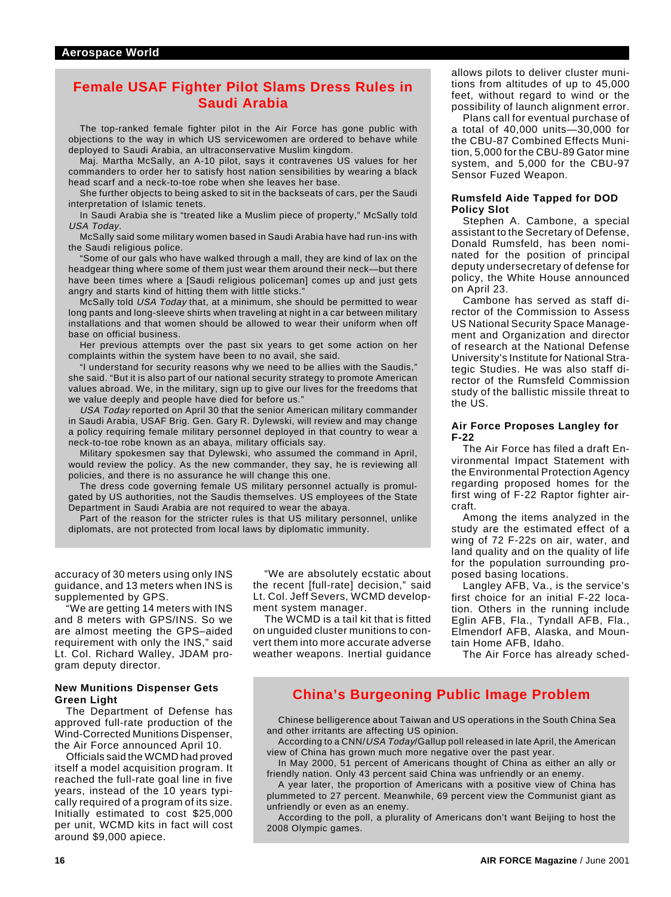## Female USAF Fighter Pilot Slams Dress Rules in Saudi Arabia

The top-ranked female fighter pilot in the Air Force has gone public with objections to the way in which US servicewomen are ordered to behave while deployed to Saudi Arabia, an ultraconservative Muslim kingdom.

Maj. Martha McSally, an A-10 pilot, says it contravenes US values for her commanders to order her to satisfy host nation sensibilities by wearing a black head scarf and a neck-to-toe robe when she leaves her base.

She further objects to being asked to sit in the backseats of cars, per the Saudi interpretation of Islamic tenets.

In Saudi Arabia she is "treated like a Muslim piece of property," McSally told *USA Today*.

McSally said some military women based in Saudi Arabia have had run-ins with the Saudi religious police.

"Some of our gals who have walked through a mall, they are kind of lax on the headgear thing where some of them just wear them around their neck—but there have been times where a [Saudi religious policeman] comes up and just gets angry and starts kind of hitting them with little sticks."

McSally told *USA Today* that, at a minimum, she should be permitted to wear long pants and long-sleeve shirts when traveling at night in a car between military installations and that women should be allowed to wear their uniform when off base on official business.

Her previous attempts over the past six years to get some action on her complaints within the system have been to no avail, she said.

"I understand for security reasons why we need to be allies with the Saudis," she said. "But it is also part of our national security strategy to promote American values abroad. We, in the military, sign up to give our lives for the freedoms that we value deeply and people have died for before us."

*USA Today* reported on April 30 that the senior American military commander in Saudi Arabia, USAF Brig. Gen. Gary R. Dylewski, will review and may change a policy requiring female military personnel deployed in that country to wear a neck-to-toe robe known as an abaya, military officials say.

Military spokesmen say that Dylewski, who assumed the command in April, would review the policy. As the new commander, they say, he is reviewing all policies, and there is no assurance he will change this one.

The dress code governing female US military personnel actually is promulgated by US authorities, not the Saudis themselves. US employees of the State Department in Saudi Arabia are not required to wear the abaya.

Part of the reason for the stricter rules is that US military personnel, unlike diplomats, are not protected from local laws by diplomatic immunity.

accuracy of 30 meters using only INS guidance, and 13 meters when INS is supplemented by GPS.

"We are getting 14 meters with INS and 8 meters with GPS/INS. So we are almost meeting the GPS–aided requirement with only the INS," said Lt. Col. Richard Walley, JDAM program deputy director.

### New Munitions Dispenser Gets Green Light

The Department of Defense has approved full-rate production of the Wind-Corrected Munitions Dispenser, the Air Force announced April 10.

Officials said the WCMD had proved itself a model acquisition program. It reached the full-rate goal line in five years, instead of the 10 years typically required of a program of its size. Initially estimated to cost $25,000 per unit, WCMD kits in fact will cost around $9,000 apiece.

"We are absolutely ecstatic about the recent [full-rate] decision," said Lt. Col. Jeff Severs, WCMD development system manager.

The WCMD is a tail kit that is fitted on unguided cluster munitions to convert them into more accurate adverse weather weapons. Inertial guidance allows pilots to deliver cluster munitions from altitudes of up to 45,000 feet, without regard to wind or the possibility of launch alignment error.

Plans call for eventual purchase of a total of 40,000 units—30,000 for the CBU-87 Combined Effects Munition, 5,000 for the CBU-89 Gator mine system, and 5,000 for the CBU-97 Sensor Fuzed Weapon.

### Rumsfeld Aide Tapped for DOD Policy Slot

Stephen A. Cambone, a special assistant to the Secretary of Defense, Donald Rumsfeld, has been nominated for the position of principal deputy undersecretary of defense for policy, the White House announced on April 23.

Cambone has served as staff director of the Commission to Assess US National Security Space Management and Organization and director of research at the National Defense University's Institute for National Strategic Studies. He was also staff director of the Rumsfeld Commission study of the ballistic missile threat to the US.

### Air Force Proposes Langley for F-22

The Air Force has filed a draft Environmental Impact Statement with the Environmental Protection Agency regarding proposed homes for the first wing of F-22 Raptor fighter aircraft.

Among the items analyzed in the study are the estimated effect of a wing of 72 F-22s on air, water, and land quality and on the quality of life for the population surrounding proposed basing locations.

Langley AFB, Va., is the service's first choice for an initial F-22 location. Others in the running include Eglin AFB, Fla., Tyndall AFB, Fla., Elmendorf AFB, Alaska, and Mountain Home AFB, Idaho.

The Air Force has already sched-

## China's Burgeoning Public Image Problem

Chinese belligerence about Taiwan and US operations in the South China Sea and other irritants are affecting US opinion.

According to a CNN/*USA Today*/Gallup poll released in late April, the American view of China has grown much more negative over the past year.

In May 2000, 51 percent of Americans thought of China as either an ally or friendly nation. Only 43 percent said China was unfriendly or an enemy.

A year later, the proportion of Americans with a positive view of China has plummeted to 27 percent. Meanwhile, 69 percent view the Communist giant as unfriendly or even as an enemy.

According to the poll, a plurality of Americans don't want Beijing to host the 2008 Olympic games.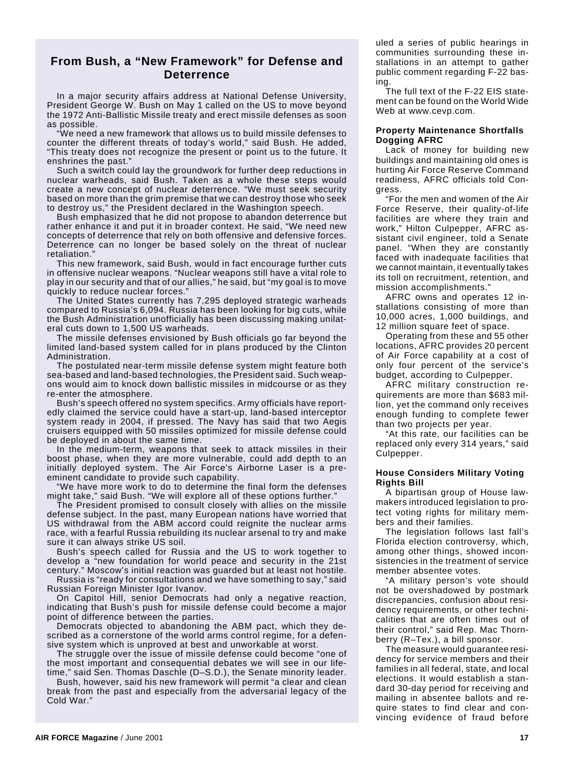## From Bush, a "New Framework" for Defense and Deterrence

In a major security affairs address at National Defense University, President George W. Bush on May 1 called on the US to move beyond the 1972 Anti-Ballistic Missile treaty and erect missile defenses as soon as possible.

"We need a new framework that allows us to build missile defenses to counter the different threats of today's world," said Bush. He added, "This treaty does not recognize the present or point us to the future. It enshrines the past."

Such a switch could lay the groundwork for further deep reductions in nuclear warheads, said Bush. Taken as a whole these steps would create a new concept of nuclear deterrence. "We must seek security based on more than the grim premise that we can destroy those who seek to destroy us," the President declared in the Washington speech.

Bush emphasized that he did not propose to abandon deterrence but rather enhance it and put it in broader context. He said, "We need new concepts of deterrence that rely on both offensive and defensive forces. Deterrence can no longer be based solely on the threat of nuclear retaliation."

This new framework, said Bush, would in fact encourage further cuts in offensive nuclear weapons. "Nuclear weapons still have a vital role to play in our security and that of our allies," he said, but "my goal is to move quickly to reduce nuclear forces."

The United States currently has 7,295 deployed strategic warheads compared to Russia's 6,094. Russia has been looking for big cuts, while the Bush Administration unofficially has been discussing making unilateral cuts down to 1,500 US warheads.

The missile defenses envisioned by Bush officials go far beyond the limited land-based system called for in plans produced by the Clinton Administration.

The postulated near-term missile defense system might feature both sea-based and land-based technologies, the President said. Such weapons would aim to knock down ballistic missiles in midcourse or as they re-enter the atmosphere.

Bush's speech offered no system specifics. Army officials have reportedly claimed the service could have a start-up, land-based interceptor system ready in 2004, if pressed. The Navy has said that two Aegis cruisers equipped with 50 missiles optimized for missile defense could be deployed in about the same time.

In the medium-term, weapons that seek to attack missiles in their boost phase, when they are more vulnerable, could add depth to an initially deployed system. The Air Force's Airborne Laser is a preeminent candidate to provide such capability.

"We have more work to do to determine the final form the defenses might take," said Bush. "We will explore all of these options further."

The President promised to consult closely with allies on the missile defense subject. In the past, many European nations have worried that US withdrawal from the ABM accord could reignite the nuclear arms race, with a fearful Russia rebuilding its nuclear arsenal to try and make sure it can always strike US soil.

Bush's speech called for Russia and the US to work together to develop a "new foundation for world peace and security in the 21st century." Moscow's initial reaction was guarded but at least not hostile.

Russia is "ready for consultations and we have something to say," said Russian Foreign Minister Igor Ivanov.

On Capitol Hill, senior Democrats had only a negative reaction, indicating that Bush's push for missile defense could become a major point of difference between the parties.

Democrats objected to abandoning the ABM pact, which they described as a cornerstone of the world arms control regime, for a defensive system which is unproved at best and unworkable at worst.

The struggle over the issue of missile defense could become "one of the most important and consequential debates we will see in our lifetime," said Sen. Thomas Daschle (D–S.D.), the Senate minority leader.

Bush, however, said his new framework will permit "a clear and clean break from the past and especially from the adversarial legacy of the Cold War."

uled a series of public hearings in communities surrounding these installations in an attempt to gather public comment regarding F-22 basing.

The full text of the F-22 EIS statement can be found on the World Wide Web at www.cevp.com.

### Property Maintenance Shortfalls Dogging AFRC

Lack of money for building new buildings and maintaining old ones is hurting Air Force Reserve Command readiness, AFRC officials told Congress.

"For the men and women of the Air Force Reserve, their quality-of-life facilities are where they train and work," Hilton Culpepper, AFRC assistant civil engineer, told a Senate panel. "When they are constantly faced with inadequate facilities that we cannot maintain, it eventually takes its toll on recruitment, retention, and mission accomplishments."

AFRC owns and operates 12 installations consisting of more than 10,000 acres, 1,000 buildings, and 12 million square feet of space.

Operating from these and 55 other locations, AFRC provides 20 percent of Air Force capability at a cost of only four percent of the service's budget, according to Culpepper.

AFRC military construction requirements are more than $683 million, yet the command only receives enough funding to complete fewer than two projects per year.

"At this rate, our facilities can be replaced only every 314 years," said Culpepper.

### House Considers Military Voting Rights Bill

A bipartisan group of House lawmakers introduced legislation to protect voting rights for military members and their families.

The legislation follows last fall's Florida election controversy, which, among other things, showed inconsistencies in the treatment of service member absentee votes.

"A military person's vote should not be overshadowed by postmark discrepancies, confusion about residency requirements, or other technicalities that are often times out of their control," said Rep. Mac Thornberry (R–Tex.), a bill sponsor.

The measure would guarantee residency for service members and their families in all federal, state, and local elections. It would establish a standard 30-day period for receiving and mailing in absentee ballots and require states to find clear and convincing evidence of fraud before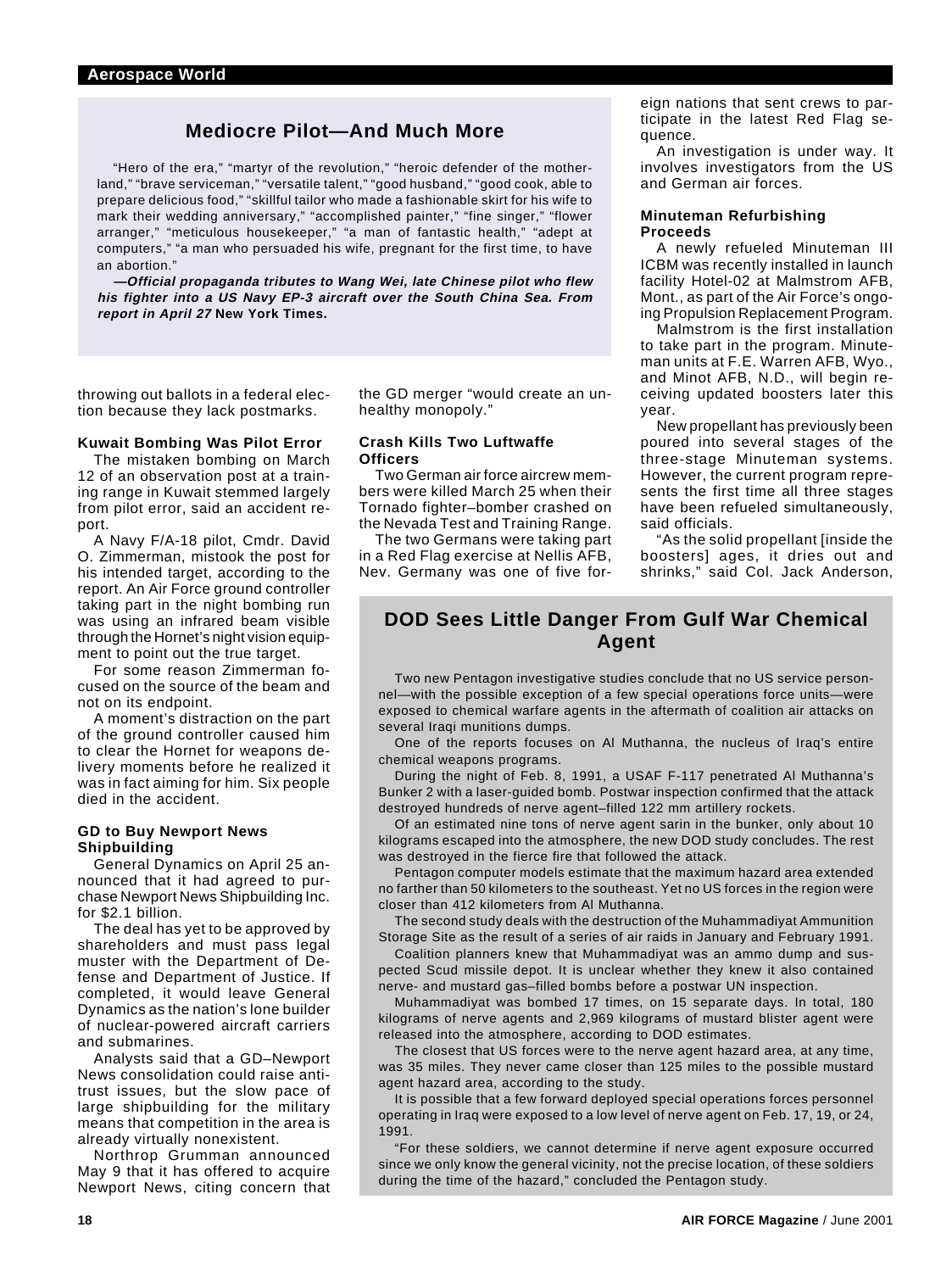## Mediocre Pilot—And Much More

"Hero of the era," "martyr of the revolution," "heroic defender of the motherland," "brave serviceman," "versatile talent," "good husband," "good cook, able to prepare delicious food," "skillful tailor who made a fashionable skirt for his wife to mark their wedding anniversary," "accomplished painter," "fine singer," "flower arranger," "meticulous housekeeper," "a man of fantastic health," "adept at computers," "a man who persuaded his wife, pregnant for the first time, to have an abortion."

***—Official propaganda tributes to Wang Wei, late Chinese pilot who flew his fighter into a US Navy EP-3 aircraft over the South China Sea. From report in April 27* New York Times.**

throwing out ballots in a federal election because they lack postmarks.

### Kuwait Bombing Was Pilot Error

The mistaken bombing on March 12 of an observation post at a training range in Kuwait stemmed largely from pilot error, said an accident report.

A Navy F/A-18 pilot, Cmdr. David O. Zimmerman, mistook the post for his intended target, according to the report. An Air Force ground controller taking part in the night bombing run was using an infrared beam visible through the Hornet's night vision equipment to point out the true target.

For some reason Zimmerman focused on the source of the beam and not on its endpoint.

A moment's distraction on the part of the ground controller caused him to clear the Hornet for weapons delivery moments before he realized it was in fact aiming for him. Six people died in the accident.

### GD to Buy Newport News Shipbuilding

General Dynamics on April 25 announced that it had agreed to purchase Newport News Shipbuilding Inc. for $2.1 billion.

The deal has yet to be approved by shareholders and must pass legal muster with the Department of Defense and Department of Justice. If completed, it would leave General Dynamics as the nation's lone builder of nuclear-powered aircraft carriers and submarines.

Analysts said that a GD–Newport News consolidation could raise antitrust issues, but the slow pace of large shipbuilding for the military means that competition in the area is already virtually nonexistent.

Northrop Grumman announced May 9 that it has offered to acquire Newport News, citing concern that the GD merger "would create an unhealthy monopoly."

### Crash Kills Two Luftwaffe Officers

Two German air force aircrew members were killed March 25 when their Tornado fighter–bomber crashed on the Nevada Test and Training Range.

The two Germans were taking part in a Red Flag exercise at Nellis AFB, Nev. Germany was one of five foreign nations that sent crews to participate in the latest Red Flag sequence.

An investigation is under way. It involves investigators from the US and German air forces.

### Minuteman Refurbishing Proceeds

A newly refueled Minuteman III ICBM was recently installed in launch facility Hotel-02 at Malmstrom AFB, Mont., as part of the Air Force's ongoing Propulsion Replacement Program.

Malmstrom is the first installation to take part in the program. Minuteman units at F.E. Warren AFB, Wyo., and Minot AFB, N.D., will begin receiving updated boosters later this year.

New propellant has previously been poured into several stages of the three-stage Minuteman systems. However, the current program represents the first time all three stages have been refueled simultaneously, said officials.

"As the solid propellant [inside the boosters] ages, it dries out and shrinks," said Col. Jack Anderson,

## DOD Sees Little Danger From Gulf War Chemical Agent

Two new Pentagon investigative studies conclude that no US service personnel—with the possible exception of a few special operations force units—were exposed to chemical warfare agents in the aftermath of coalition air attacks on several Iraqi munitions dumps.

One of the reports focuses on Al Muthanna, the nucleus of Iraq's entire chemical weapons programs.

During the night of Feb. 8, 1991, a USAF F-117 penetrated Al Muthanna's Bunker 2 with a laser-guided bomb. Postwar inspection confirmed that the attack destroyed hundreds of nerve agent–filled 122 mm artillery rockets.

Of an estimated nine tons of nerve agent sarin in the bunker, only about 10 kilograms escaped into the atmosphere, the new DOD study concludes. The rest was destroyed in the fierce fire that followed the attack.

Pentagon computer models estimate that the maximum hazard area extended no farther than 50 kilometers to the southeast. Yet no US forces in the region were closer than 412 kilometers from Al Muthanna.

The second study deals with the destruction of the Muhammadiyat Ammunition Storage Site as the result of a series of air raids in January and February 1991.

Coalition planners knew that Muhammadiyat was an ammo dump and suspected Scud missile depot. It is unclear whether they knew it also contained nerve- and mustard gas–filled bombs before a postwar UN inspection.

Muhammadiyat was bombed 17 times, on 15 separate days. In total, 180 kilograms of nerve agents and 2,969 kilograms of mustard blister agent were released into the atmosphere, according to DOD estimates.

The closest that US forces were to the nerve agent hazard area, at any time, was 35 miles. They never came closer than 125 miles to the possible mustard agent hazard area, according to the study.

It is possible that a few forward deployed special operations forces personnel operating in Iraq were exposed to a low level of nerve agent on Feb. 17, 19, or 24, 1991.

"For these soldiers, we cannot determine if nerve agent exposure occurred since we only know the general vicinity, not the precise location, of these soldiers during the time of the hazard," concluded the Pentagon study.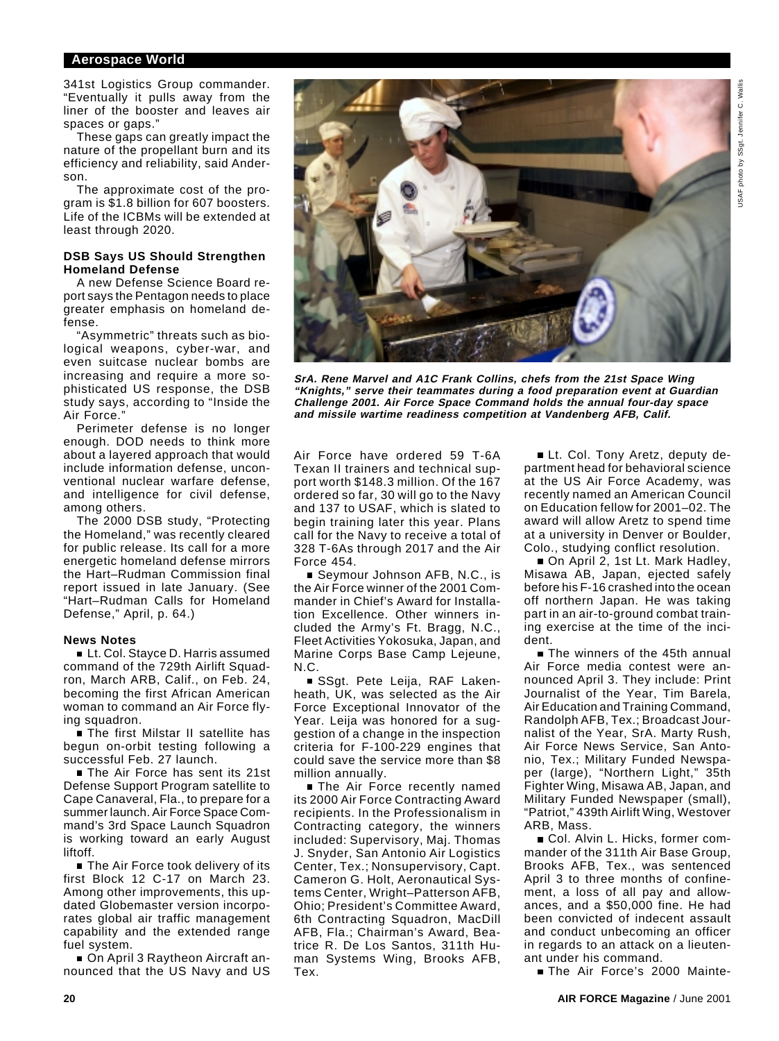341st Logistics Group commander. "Eventually it pulls away from the liner of the booster and leaves air spaces or gaps."

These gaps can greatly impact the nature of the propellant burn and its efficiency and reliability, said Anderson.

The approximate cost of the program is $1.8 billion for 607 boosters. Life of the ICBMs will be extended at least through 2020.

### DSB Says US Should Strengthen Homeland Defense

A new Defense Science Board report says the Pentagon needs to place greater emphasis on homeland defense.

"Asymmetric" threats such as biological weapons, cyber-war, and even suitcase nuclear bombs are increasing and require a more sophisticated US response, the DSB study says, according to "Inside the Air Force."

Perimeter defense is no longer enough. DOD needs to think more about a layered approach that would include information defense, unconventional nuclear warfare defense, and intelligence for civil defense, among others.

The 2000 DSB study, "Protecting the Homeland," was recently cleared for public release. Its call for a more energetic homeland defense mirrors the Hart–Rudman Commission final report issued in late January. (See "Hart–Rudman Calls for Homeland Defense," April, p. 64.)

### News Notes

- Lt. Col. Stayce D. Harris assumed command of the 729th Airlift Squadron, March ARB, Calif., on Feb. 24, becoming the first African American woman to command an Air Force flying squadron.
- The first Milstar II satellite has begun on-orbit testing following a successful Feb. 27 launch.
- The Air Force has sent its 21st Defense Support Program satellite to Cape Canaveral, Fla., to prepare for a summer launch. Air Force Space Command's 3rd Space Launch Squadron is working toward an early August liftoff.
- The Air Force took delivery of its first Block 12 C-17 on March 23. Among other improvements, this updated Globemaster version incorporates global air traffic management capability and the extended range fuel system.
- On April 3 Raytheon Aircraft announced that the US Navy and US Air Force have ordered 59 T-6A Texan II trainers and technical support worth $148.3 million. Of the 167 ordered so far, 30 will go to the Navy and 137 to USAF, which is slated to begin training later this year. Plans call for the Navy to receive a total of 328 T-6As through 2017 and the Air Force 454.
- Seymour Johnson AFB, N.C., is the Air Force winner of the 2001 Commander in Chief's Award for Installation Excellence. Other winners included the Army's Ft. Bragg, N.C., Fleet Activities Yokosuka, Japan, and Marine Corps Base Camp Lejeune, N.C.
- SSgt. Pete Leija, RAF Lakenheath, UK, was selected as the Air Force Exceptional Innovator of the Year. Leija was honored for a suggestion of a change in the inspection criteria for F-100-229 engines that could save the service more than $8 million annually.
- The Air Force recently named its 2000 Air Force Contracting Award recipients. In the Professionalism in Contracting category, the winners included: Supervisory, Maj. Thomas J. Snyder, San Antonio Air Logistics Center, Tex.; Nonsupervisory, Capt. Cameron G. Holt, Aeronautical Systems Center, Wright–Patterson AFB, Ohio; President's Committee Award, 6th Contracting Squadron, MacDill AFB, Fla.; Chairman's Award, Beatrice R. De Los Santos, 311th Human Systems Wing, Brooks AFB, Tex.
- Lt. Col. Tony Aretz, deputy department head for behavioral science at the US Air Force Academy, was recently named an American Council on Education fellow for 2001–02. The award will allow Aretz to spend time at a university in Denver or Boulder, Colo., studying conflict resolution.
- On April 2, 1st Lt. Mark Hadley, Misawa AB, Japan, ejected safely before his F-16 crashed into the ocean off northern Japan. He was taking part in an air-to-ground combat training exercise at the time of the incident.
- The winners of the 45th annual Air Force media contest were announced April 3. They include: Print Journalist of the Year, Tim Barela, Air Education and Training Command, Randolph AFB, Tex.; Broadcast Journalist of the Year, SrA. Marty Rush, Air Force News Service, San Antonio, Tex.; Military Funded Newspaper (large), "Northern Light," 35th Fighter Wing, Misawa AB, Japan, and Military Funded Newspaper (small), "Patriot," 439th Airlift Wing, Westover ARB, Mass.
- Col. Alvin L. Hicks, former commander of the 311th Air Base Group, Brooks AFB, Tex., was sentenced April 3 to three months of confinement, a loss of all pay and allowances, and a $50,000 fine. He had been convicted of indecent assault and conduct unbecoming an officer in regards to an attack on a lieutenant under his command.
- The Air Force's 2000 Mainte-

*USAF photo by SSgt. Jennifer C. Wallis*

***SrA. Rene Marvel and A1C Frank Collins, chefs from the 21st Space Wing "Knights," serve their teammates during a food preparation event at Guardian Challenge 2001. Air Force Space Command holds the annual four-day space and missile wartime readiness competition at Vandenberg AFB, Calif.***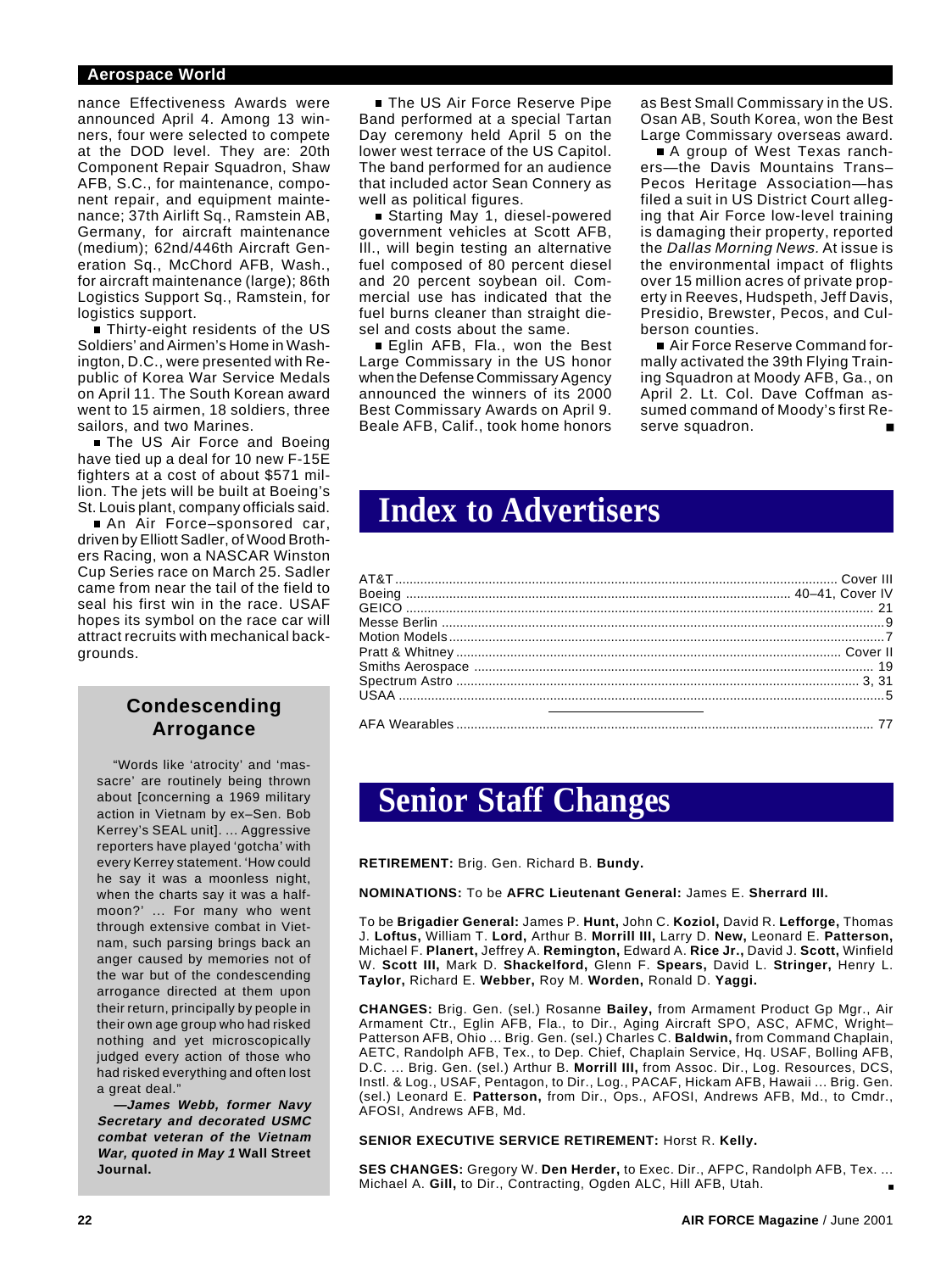nance Effectiveness Awards were announced April 4. Among 13 winners, four were selected to compete at the DOD level. They are: 20th Component Repair Squadron, Shaw AFB, S.C., for maintenance, component repair, and equipment maintenance; 37th Airlift Sq., Ramstein AB, Germany, for aircraft maintenance (medium); 62nd/446th Aircraft Generation Sq., McChord AFB, Wash., for aircraft maintenance (large); 86th Logistics Support Sq., Ramstein, for logistics support.

■ Thirty-eight residents of the US Soldiers' and Airmen's Home in Washington, D.C., were presented with Republic of Korea War Service Medals on April 11. The South Korean award went to 15 airmen, 18 soldiers, three sailors, and two Marines.

■ The US Air Force and Boeing have tied up a deal for 10 new F-15E fighters at a cost of about $571 million. The jets will be built at Boeing's St. Louis plant, company officials said.

■ An Air Force–sponsored car, driven by Elliott Sadler, of Wood Brothers Racing, won a NASCAR Winston Cup Series race on March 25. Sadler came from near the tail of the field to seal his first win in the race. USAF hopes its symbol on the race car will attract recruits with mechanical backgrounds.

### Condescending Arrogance

"Words like 'atrocity' and 'massacre' are routinely being thrown about [concerning a 1969 military action in Vietnam by ex–Sen. Bob Kerrey's SEAL unit]. ... Aggressive reporters have played 'gotcha' with every Kerrey statement. 'How could he say it was a moonless night, when the charts say it was a half-moon?' ... For many who went through extensive combat in Vietnam, such parsing brings back an anger caused by memories not of the war but of the condescending arrogance directed at them upon their return, principally by people in their own age group who had risked nothing and yet microscopically judged every action of those who had risked everything and often lost a great deal."

***—James Webb, former Navy Secretary and decorated USMC combat veteran of the Vietnam War, quoted in May 1* Wall Street Journal.**

■ The US Air Force Reserve Pipe Band performed at a special Tartan Day ceremony held April 5 on the lower west terrace of the US Capitol. The band performed for an audience that included actor Sean Connery as well as political figures.

■ Starting May 1, diesel-powered government vehicles at Scott AFB, Ill., will begin testing an alternative fuel composed of 80 percent diesel and 20 percent soybean oil. Commercial use has indicated that the fuel burns cleaner than straight diesel and costs about the same.

■ Eglin AFB, Fla., won the Best Large Commissary in the US honor when the Defense Commissary Agency announced the winners of its 2000 Best Commissary Awards on April 9. Beale AFB, Calif., took home honors as Best Small Commissary in the US. Osan AB, South Korea, won the Best Large Commissary overseas award.

■ A group of West Texas ranchers—the Davis Mountains Trans–Pecos Heritage Association—has filed a suit in US District Court alleging that Air Force low-level training is damaging their property, reported the *Dallas Morning News.* At issue is the environmental impact of flights over 15 million acres of private property in Reeves, Hudspeth, Jeff Davis, Presidio, Brewster, Pecos, and Culberson counties.

■ Air Force Reserve Command formally activated the 39th Flying Training Squadron at Moody AFB, Ga., on April 2. Lt. Col. Dave Coffman assumed command of Moody's first Reserve squadron. ■

## Index to Advertisers

| | |
|---|---|
| AT&T | Cover III |
| Boeing | 40–41, Cover IV |
| GEICO | 21 |
| Messe Berlin | 9 |
| Motion Models | 7 |
| Pratt & Whitney | Cover II |
| Smiths Aerospace | 19 |
| Spectrum Astro | 3, 31 |
| USAA | 5 |
| AFA Wearables | 77 |

## Senior Staff Changes

**RETIREMENT:** Brig. Gen. Richard B. **Bundy.**

**NOMINATIONS:** To be **AFRC Lieutenant General:** James E. **Sherrard III.**

To be **Brigadier General:** James P. **Hunt,** John C. **Koziol,** David R. **Lefforge,** Thomas J. **Loftus,** William T. **Lord,** Arthur B. **Morrill III,** Larry D. **New,** Leonard E. **Patterson,** Michael F. **Planert,** Jeffrey A. **Remington,** Edward A. **Rice Jr.,** David J. **Scott,** Winfield W. **Scott III,** Mark D. **Shackelford,** Glenn F. **Spears,** David L. **Stringer,** Henry L. **Taylor,** Richard E. **Webber,** Roy M. **Worden,** Ronald D. **Yaggi.**

**CHANGES:** Brig. Gen. (sel.) Rosanne **Bailey,** from Armament Product Gp Mgr., Air Armament Ctr., Eglin AFB, Fla., to Dir., Aging Aircraft SPO, ASC, AFMC, Wright–Patterson AFB, Ohio ... Brig. Gen. (sel.) Charles C. **Baldwin,** from Command Chaplain, AETC, Randolph AFB, Tex., to Dep. Chief, Chaplain Service, Hq. USAF, Bolling AFB, D.C. ... Brig. Gen. (sel.) Arthur B. **Morrill III,** from Assoc. Dir., Log. Resources, DCS, Instl. & Log., USAF, Pentagon, to Dir., Log., PACAF, Hickam AFB, Hawaii ... Brig. Gen. (sel.) Leonard E. **Patterson,** from Dir., Ops., AFOSI, Andrews AFB, Md., to Cmdr., AFOSI, Andrews AFB, Md.

**SENIOR EXECUTIVE SERVICE RETIREMENT:** Horst R. **Kelly.**

**SES CHANGES:** Gregory W. **Den Herder,** to Exec. Dir., AFPC, Randolph AFB, Tex. ... Michael A. **Gill,** to Dir., Contracting, Ogden ALC, Hill AFB, Utah. ■